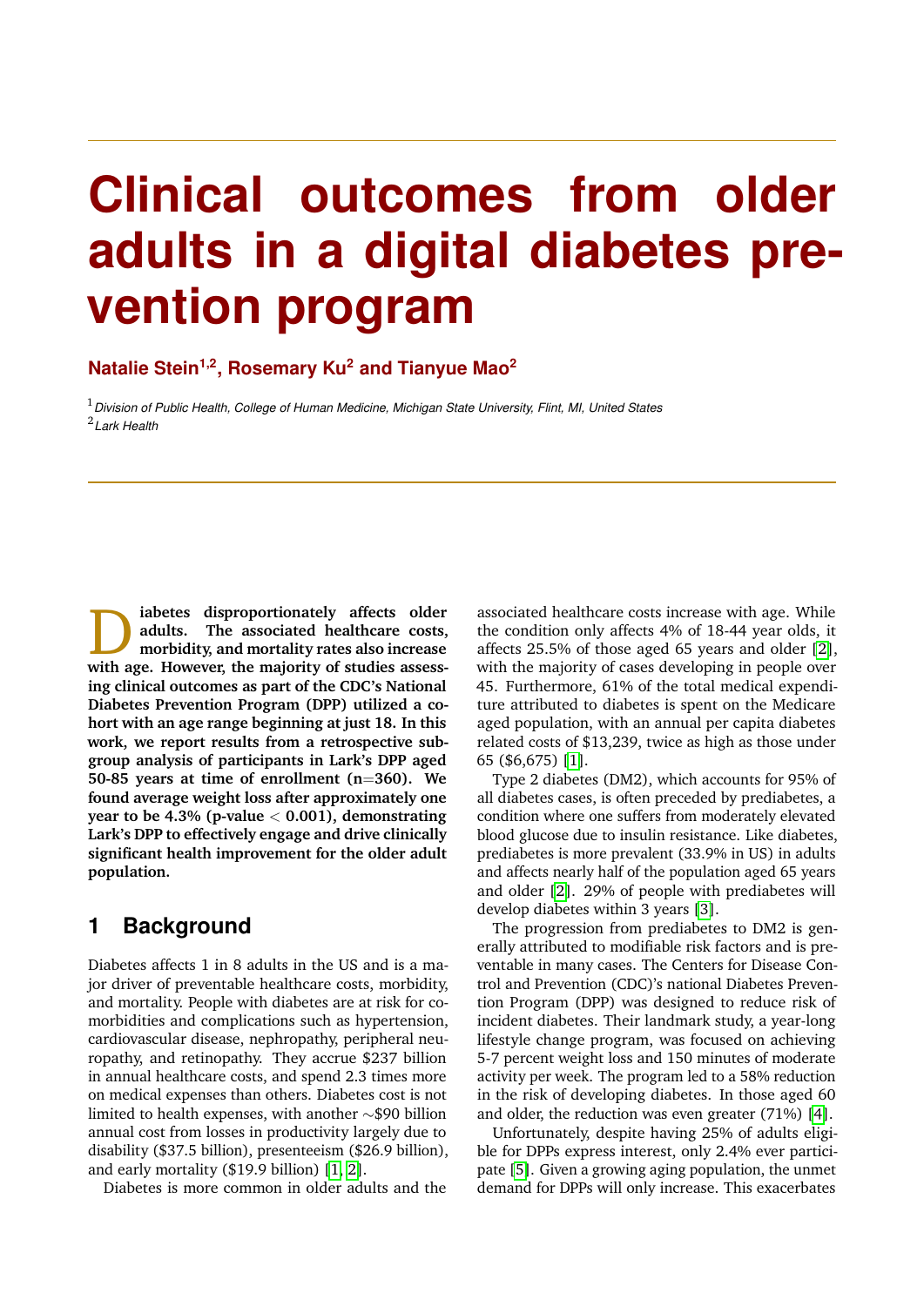# Clinical outcomes from older adults in a digital diabetes prevention program

**Natalie Stein[1,2], Rosemary Ku[2] and Tianyue Mao[2]**

[1] *Division of Public Health, College of Human Medicine, Michigan State University, Flint, MI, United States*
[2] *Lark Health*

**Diabetes disproportionately affects older adults. The associated healthcare costs, morbidity, and mortality rates also increase with age. However, the majority of studies assessing clinical outcomes as part of the CDC's National Diabetes Prevention Program (DPP) utilized a cohort with an age range beginning at just 18. In this work, we report results from a retrospective subgroup analysis of participants in Lark's DPP aged 50-85 years at time of enrollment (n=360). We found average weight loss after approximately one year to be 4.3% (p-value $<$ 0.001), demonstrating Lark's DPP to effectively engage and drive clinically significant health improvement for the older adult population.**

## 1 Background

Diabetes affects 1 in 8 adults in the US and is a major driver of preventable healthcare costs, morbidity, and mortality. People with diabetes are at risk for comorbidities and complications such as hypertension, cardiovascular disease, nephropathy, peripheral neuropathy, and retinopathy. They accrue $237 billion in annual healthcare costs, and spend 2.3 times more on medical expenses than others. Diabetes cost is not limited to health expenses, with another ∼$90 billion annual cost from losses in productivity largely due to disability ($37.5 billion), presenteeism ($26.9 billion), and early mortality ($19.9 billion) [1, 2].

Diabetes is more common in older adults and the associated healthcare costs increase with age. While the condition only affects 4% of 18-44 year olds, it affects 25.5% of those aged 65 years and older [2], with the majority of cases developing in people over 45. Furthermore, 61% of the total medical expenditure attributed to diabetes is spent on the Medicare aged population, with an annual per capita diabetes related costs of $13,239, twice as high as those under 65 ($6,675) [1].

Type 2 diabetes (DM2), which accounts for 95% of all diabetes cases, is often preceded by prediabetes, a condition where one suffers from moderately elevated blood glucose due to insulin resistance. Like diabetes, prediabetes is more prevalent (33.9% in US) in adults and affects nearly half of the population aged 65 years and older [2]. 29% of people with prediabetes will develop diabetes within 3 years [3].

The progression from prediabetes to DM2 is generally attributed to modifiable risk factors and is preventable in many cases. The Centers for Disease Control and Prevention (CDC)'s national Diabetes Prevention Program (DPP) was designed to reduce risk of incident diabetes. Their landmark study, a year-long lifestyle change program, was focused on achieving 5-7 percent weight loss and 150 minutes of moderate activity per week. The program led to a 58% reduction in the risk of developing diabetes. In those aged 60 and older, the reduction was even greater (71%) [4].

Unfortunately, despite having 25% of adults eligible for DPPs express interest, only 2.4% ever participate [5]. Given a growing aging population, the unmet demand for DPPs will only increase. This exacerbates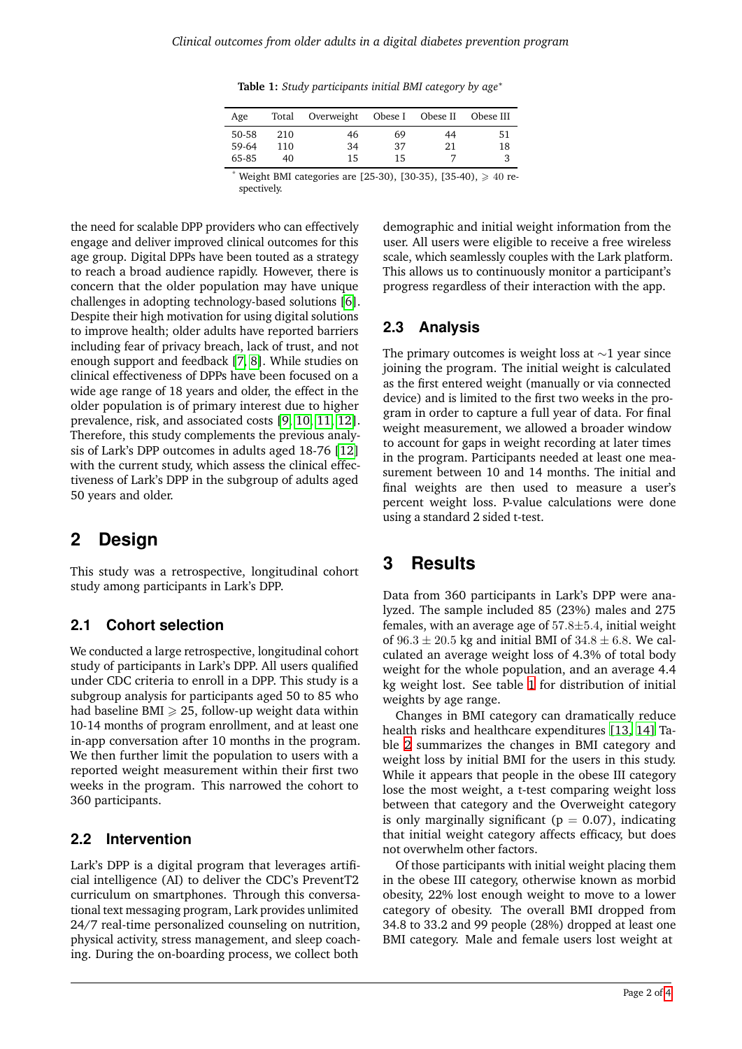**Table 1:** *Study participants initial BMI category by age*[*]

| Age | Total | Overweight | Obese I | Obese II | Obese III |
|---|---|---|---|---|---|
| 50-58 | 210 | 46 | 69 | 44 | 51 |
| 59-64 | 110 | 34 | 37 | 21 | 18 |
| 65-85 | 40 | 15 | 15 | 7 | 3 |

[*] Weight BMI categories are [25-30), [30-35), [35-40), $\geqslant 40$ respectively.

the need for scalable DPP providers who can effectively engage and deliver improved clinical outcomes for this age group. Digital DPPs have been touted as a strategy to reach a broad audience rapidly. However, there is concern that the older population may have unique challenges in adopting technology-based solutions [6]. Despite their high motivation for using digital solutions to improve health; older adults have reported barriers including fear of privacy breach, lack of trust, and not enough support and feedback [7, 8]. While studies on clinical effectiveness of DPPs have been focused on a wide age range of 18 years and older, the effect in the older population is of primary interest due to higher prevalence, risk, and associated costs [9, 10, 11, 12]. Therefore, this study complements the previous analysis of Lark's DPP outcomes in adults aged 18-76 [12] with the current study, which assess the clinical effectiveness of Lark's DPP in the subgroup of adults aged 50 years and older.

## 2 Design

This study was a retrospective, longitudinal cohort study among participants in Lark's DPP.

### 2.1 Cohort selection

We conducted a large retrospective, longitudinal cohort study of participants in Lark's DPP. All users qualified under CDC criteria to enroll in a DPP. This study is a subgroup analysis for participants aged 50 to 85 who had baseline BMI $\geqslant 25$, follow-up weight data within 10-14 months of program enrollment, and at least one in-app conversation after 10 months in the program. We then further limit the population to users with a reported weight measurement within their first two weeks in the program. This narrowed the cohort to 360 participants.

### 2.2 Intervention

Lark's DPP is a digital program that leverages artificial intelligence (AI) to deliver the CDC's PreventT2 curriculum on smartphones. Through this conversational text messaging program, Lark provides unlimited 24/7 real-time personalized counseling on nutrition, physical activity, stress management, and sleep coaching. During the on-boarding process, we collect both demographic and initial weight information from the user. All users were eligible to receive a free wireless scale, which seamlessly couples with the Lark platform. This allows us to continuously monitor a participant's progress regardless of their interaction with the app.

### 2.3 Analysis

The primary outcomes is weight loss at $\sim$1 year since joining the program. The initial weight is calculated as the first entered weight (manually or via connected device) and is limited to the first two weeks in the program in order to capture a full year of data. For final weight measurement, we allowed a broader window to account for gaps in weight recording at later times in the program. Participants needed at least one measurement between 10 and 14 months. The initial and final weights are then used to measure a user's percent weight loss. P-value calculations were done using a standard 2 sided t-test.

## 3 Results

Data from 360 participants in Lark's DPP were analyzed. The sample included 85 (23%) males and 275 females, with an average age of $57.8 \pm 5.4$, initial weight of $96.3 \pm 20.5$ kg and initial BMI of $34.8 \pm 6.8$. We calculated an average weight loss of 4.3% of total body weight for the whole population, and an average 4.4 kg weight lost. See table 1 for distribution of initial weights by age range.

Changes in BMI category can dramatically reduce health risks and healthcare expenditures [13, 14] Table 2 summarizes the changes in BMI category and weight loss by initial BMI for the users in this study. While it appears that people in the obese III category lose the most weight, a t-test comparing weight loss between that category and the Overweight category is only marginally significant ($p = 0.07$), indicating that initial weight category affects efficacy, but does not overwhelm other factors.

Of those participants with initial weight placing them in the obese III category, otherwise known as morbid obesity, 22% lost enough weight to move to a lower category of obesity. The overall BMI dropped from 34.8 to 33.2 and 99 people (28%) dropped at least one BMI category. Male and female users lost weight at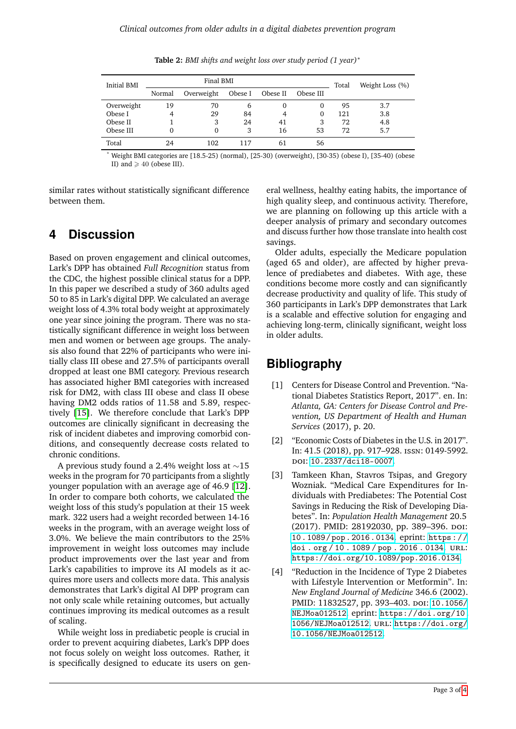**Table 2:** *BMI shifts and weight loss over study period (1 year)*[*]

| Initial BMI | Final BMI | | | | | Total | Weight Loss (%) |
|---|---|---|---|---|---|---|---|
| | Normal | Overweight | Obese I | Obese II | Obese III | | |
| Overweight | 19 | 70 | 6 | 0 | 0 | 95 | 3.7 |
| Obese I | 4 | 29 | 84 | 4 | 0 | 121 | 3.8 |
| Obese II | 1 | 3 | 24 | 41 | 3 | 72 | 4.8 |
| Obese III | 0 | 0 | 3 | 16 | 53 | 72 | 5.7 |
| Total | 24 | 102 | 117 | 61 | 56 | | |

[*] Weight BMI categories are [18.5-25) (normal), [25-30) (overweight), [30-35) (obese I), [35-40) (obese II) and $\geqslant 40$ (obese III).

similar rates without statistically significant difference between them.

## 4 Discussion

Based on proven engagement and clinical outcomes, Lark's DPP has obtained *Full Recognition* status from the CDC, the highest possible clinical status for a DPP. In this paper we described a study of 360 adults aged 50 to 85 in Lark's digital DPP. We calculated an average weight loss of 4.3% total body weight at approximately one year since joining the program. There was no statistically significant difference in weight loss between men and women or between age groups. The analysis also found that 22% of participants who were initially class III obese and 27.5% of participants overall dropped at least one BMI category. Previous research has associated higher BMI categories with increased risk for DM2, with class III obese and class II obese having DM2 odds ratios of 11.58 and 5.89, respectively [15]. We therefore conclude that Lark's DPP outcomes are clinically significant in decreasing the risk of incident diabetes and improving comorbid conditions, and consequently decrease costs related to chronic conditions.

A previous study found a 2.4% weight loss at ∼15 weeks in the program for 70 participants from a slightly younger population with an average age of 46.9 [12]. In order to compare both cohorts, we calculated the weight loss of this study's population at their 15 week mark. 322 users had a weight recorded between 14-16 weeks in the program, with an average weight loss of 3.0%. We believe the main contributors to the 25% improvement in weight loss outcomes may include product improvements over the last year and from Lark's capabilities to improve its AI models as it acquires more users and collects more data. This analysis demonstrates that Lark's digital AI DPP program can not only scale while retaining outcomes, but actually continues improving its medical outcomes as a result of scaling.

While weight loss in prediabetic people is crucial in order to prevent acquiring diabetes, Lark's DPP does not focus solely on weight loss outcomes. Rather, it is specifically designed to educate its users on general wellness, healthy eating habits, the importance of high quality sleep, and continuous activity. Therefore, we are planning on following up this article with a deeper analysis of primary and secondary outcomes and discuss further how those translate into health cost savings.

Older adults, especially the Medicare population (aged 65 and older), are affected by higher prevalence of prediabetes and diabetes. With age, these conditions become more costly and can significantly decrease productivity and quality of life. This study of 360 participants in Lark's DPP demonstrates that Lark is a scalable and effective solution for engaging and achieving long-term, clinically significant, weight loss in older adults.

## Bibliography

[1] Centers for Disease Control and Prevention. "National Diabetes Statistics Report, 2017". en. In: *Atlanta, GA: Centers for Disease Control and Prevention, US Department of Health and Human Services* (2017), p. 20.

[2] "Economic Costs of Diabetes in the U.S. in 2017". In: 41.5 (2018), pp. 917–928. ISSN: 0149-5992. DOI: 10.2337/dci18-0007.

[3] Tamkeen Khan, Stavros Tsipas, and Gregory Wozniak. "Medical Care Expenditures for Individuals with Prediabetes: The Potential Cost Savings in Reducing the Risk of Developing Diabetes". In: *Population Health Management* 20.5 (2017). PMID: 28192030, pp. 389–396. DOI: 10.1089/pop.2016.0134. eprint: https://doi.org/10.1089/pop.2016.0134. URL: https://doi.org/10.1089/pop.2016.0134.

[4] "Reduction in the Incidence of Type 2 Diabetes with Lifestyle Intervention or Metformin". In: *New England Journal of Medicine* 346.6 (2002). PMID: 11832527, pp. 393–403. DOI: 10.1056/NEJMoa012512. eprint: https://doi.org/10.1056/NEJMoa012512. URL: https://doi.org/10.1056/NEJMoa012512.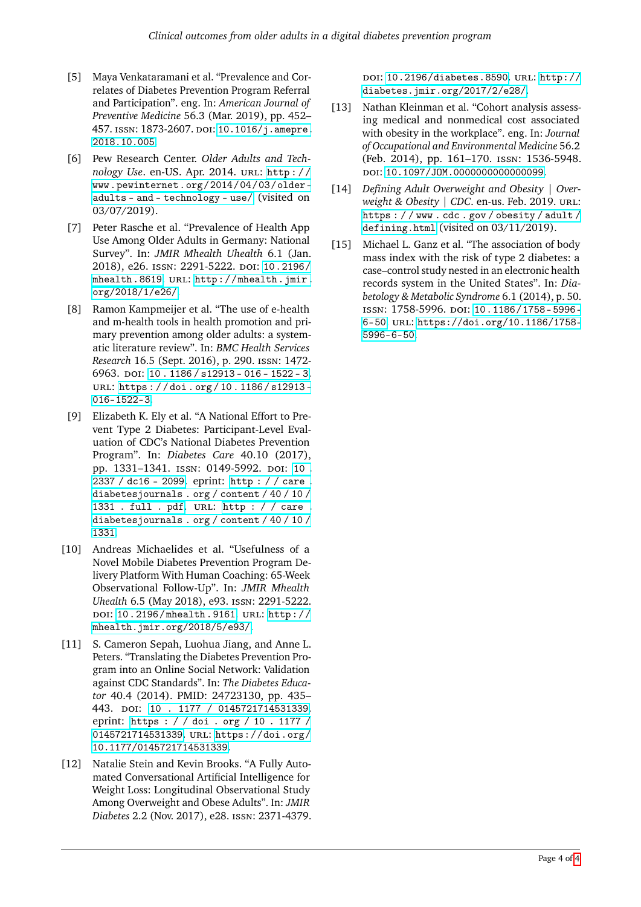[5] Maya Venkataramani et al. "Prevalence and Correlates of Diabetes Prevention Program Referral and Participation". eng. In: *American Journal of Preventive Medicine* 56.3 (Mar. 2019), pp. 452–457. ISSN: 1873-2607. DOI: 10.1016/j.amepre.2018.10.005.

[6] Pew Research Center. *Older Adults and Technology Use*. en-US. Apr. 2014. URL: http://www.pewinternet.org/2014/04/03/older-adults-and-technology-use/ (visited on 03/07/2019).

[7] Peter Rasche et al. "Prevalence of Health App Use Among Older Adults in Germany: National Survey". In: *JMIR Mhealth Uhealth* 6.1 (Jan. 2018), e26. ISSN: 2291-5222. DOI: 10.2196/mhealth.8619. URL: http://mhealth.jmir.org/2018/1/e26/.

[8] Ramon Kampmeijer et al. "The use of e-health and m-health tools in health promotion and primary prevention among older adults: a systematic literature review". In: *BMC Health Services Research* 16.5 (Sept. 2016), p. 290. ISSN: 1472-6963. DOI: 10.1186/s12913-016-1522-3. URL: https://doi.org/10.1186/s12913-016-1522-3.

[9] Elizabeth K. Ely et al. "A National Effort to Prevent Type 2 Diabetes: Participant-Level Evaluation of CDC's National Diabetes Prevention Program". In: *Diabetes Care* 40.10 (2017), pp. 1331–1341. ISSN: 0149-5992. DOI: 10.2337/dc16-2099. eprint: http://care.diabetesjournals.org/content/40/10/1331.full.pdf. URL: http://care.diabetesjournals.org/content/40/10/1331.

[10] Andreas Michaelides et al. "Usefulness of a Novel Mobile Diabetes Prevention Program Delivery Platform With Human Coaching: 65-Week Observational Follow-Up". In: *JMIR Mhealth Uhealth* 6.5 (May 2018), e93. ISSN: 2291-5222. DOI: 10.2196/mhealth.9161. URL: http://mhealth.jmir.org/2018/5/e93/.

[11] S. Cameron Sepah, Luohua Jiang, and Anne L. Peters. "Translating the Diabetes Prevention Program into an Online Social Network: Validation against CDC Standards". In: *The Diabetes Educator* 40.4 (2014). PMID: 24723130, pp. 435–443. DOI: 10.1177/0145721714531339. eprint: https://doi.org/10.1177/0145721714531339. URL: https://doi.org/10.1177/0145721714531339.

[12] Natalie Stein and Kevin Brooks. "A Fully Automated Conversational Artificial Intelligence for Weight Loss: Longitudinal Observational Study Among Overweight and Obese Adults". In: *JMIR Diabetes* 2.2 (Nov. 2017), e28. ISSN: 2371-4379. DOI: 10.2196/diabetes.8590. URL: http://diabetes.jmir.org/2017/2/e28/.

[13] Nathan Kleinman et al. "Cohort analysis assessing medical and nonmedical cost associated with obesity in the workplace". eng. In: *Journal of Occupational and Environmental Medicine* 56.2 (Feb. 2014), pp. 161–170. ISSN: 1536-5948. DOI: 10.1097/JOM.0000000000000099.

[14] *Defining Adult Overweight and Obesity | Overweight & Obesity | CDC*. en-us. Feb. 2019. URL: https://www.cdc.gov/obesity/adult/defining.html (visited on 03/11/2019).

[15] Michael L. Ganz et al. "The association of body mass index with the risk of type 2 diabetes: a case–control study nested in an electronic health records system in the United States". In: *Diabetology & Metabolic Syndrome* 6.1 (2014), p. 50. ISSN: 1758-5996. DOI: 10.1186/1758-5996-6-50. URL: https://doi.org/10.1186/1758-5996-6-50.